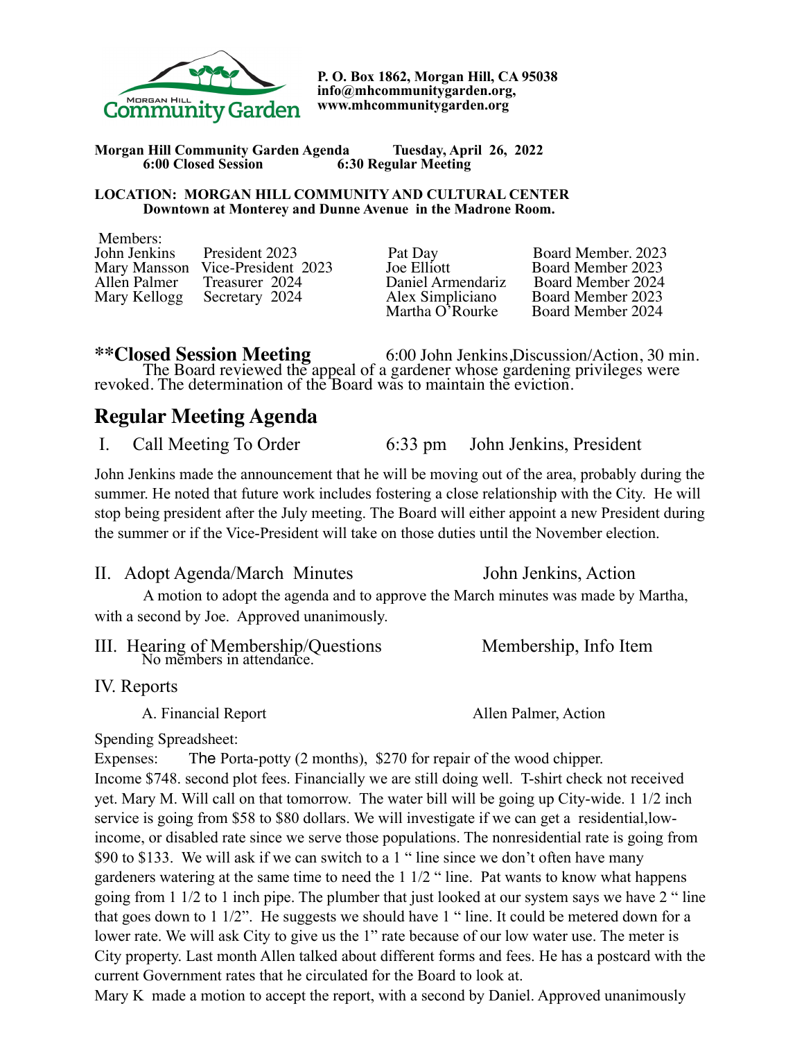P. O. Box 1862, Morgan Hill, CA 95038
info@mhcommunitygarden.org,
www.mhcommunitygarden.org

**Morgan Hill Community Garden Agenda Tuesday, April 26, 2022**
**6:00 Closed Session 6:30 Regular Meeting**

**LOCATION: MORGAN HILL COMMUNITY AND CULTURAL CENTER**
**Downtown at Monterey and Dunne Avenue in the Madrone Room.**

Members:

| | | | |
|---|---|---|---|
| John Jenkins | President 2023 | Pat Day | Board Member. 2023 |
| Mary Mansson | Vice-President 2023 | Joe Elliott | Board Member 2023 |
| Allen Palmer | Treasurer 2024 | Daniel Armendariz | Board Member 2024 |
| Mary Kellogg | Secretary 2024 | Alex Simpliciano | Board Member 2023 |
| | | Martha O'Rourke | Board Member 2024 |

**\*\*Closed Session Meeting** 6:00 John Jenkins,Discussion/Action, 30 min.

The Board reviewed the appeal of a gardener whose gardening privileges were revoked. The determination of the Board was to maintain the eviction.

## Regular Meeting Agenda

I. Call Meeting To Order 6:33 pm John Jenkins, President

John Jenkins made the announcement that he will be moving out of the area, probably during the summer. He noted that future work includes fostering a close relationship with the City. He will stop being president after the July meeting. The Board will either appoint a new President during the summer or if the Vice-President will take on those duties until the November election.

II. Adopt Agenda/March Minutes John Jenkins, Action

A motion to adopt the agenda and to approve the March minutes was made by Martha, with a second by Joe. Approved unanimously.

III. Hearing of Membership/Questions Membership, Info Item

No members in attendance.

IV. Reports

A. Financial Report Allen Palmer, Action

Spending Spreadsheet:
Expenses: The Porta-potty (2 months), $270 for repair of the wood chipper.
Income $748. second plot fees. Financially we are still doing well. T-shirt check not received yet. Mary M. Will call on that tomorrow. The water bill will be going up City-wide. 1 1/2 inch service is going from $58 to $80 dollars. We will investigate if we can get a residential,low-income, or disabled rate since we serve those populations. The nonresidential rate is going from $90 to $133. We will ask if we can switch to a 1 " line since we don't often have many gardeners watering at the same time to need the 1 1/2 " line. Pat wants to know what happens going from 1 1/2 to 1 inch pipe. The plumber that just looked at our system says we have 2 " line that goes down to 1 1/2". He suggests we should have 1 " line. It could be metered down for a lower rate. We will ask City to give us the 1" rate because of our low water use. The meter is City property. Last month Allen talked about different forms and fees. He has a postcard with the current Government rates that he circulated for the Board to look at.
Mary K made a motion to accept the report, with a second by Daniel. Approved unanimously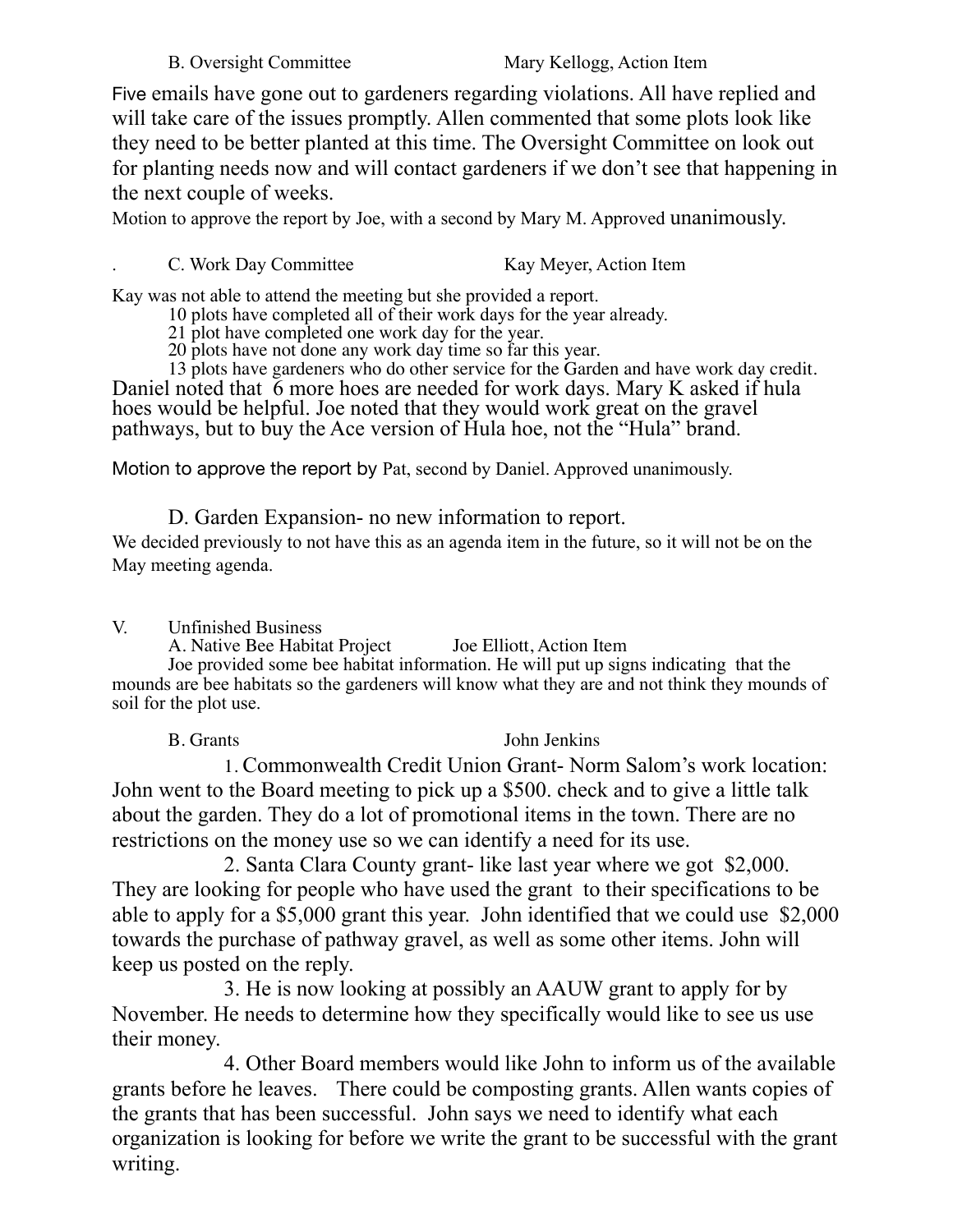B. Oversight Committee Mary Kellogg, Action Item

Five emails have gone out to gardeners regarding violations. All have replied and will take care of the issues promptly. Allen commented that some plots look like they need to be better planted at this time. The Oversight Committee on look out for planting needs now and will contact gardeners if we don't see that happening in the next couple of weeks.

Motion to approve the report by Joe, with a second by Mary M. Approved unanimously.

. C. Work Day Committee Kay Meyer, Action Item

Kay was not able to attend the meeting but she provided a report.

- 10 plots have completed all of their work days for the year already.
- 21 plot have completed one work day for the year.
- 20 plots have not done any work day time so far this year.
- 13 plots have gardeners who do other service for the Garden and have work day credit.

Daniel noted that 6 more hoes are needed for work days. Mary K asked if hula hoes would be helpful. Joe noted that they would work great on the gravel pathways, but to buy the Ace version of Hula hoe, not the "Hula" brand.

Motion to approve the report by Pat, second by Daniel. Approved unanimously.

D. Garden Expansion- no new information to report.

We decided previously to not have this as an agenda item in the future, so it will not be on the May meeting agenda.

V. Unfinished Business

A. Native Bee Habitat Project Joe Elliott, Action Item

Joe provided some bee habitat information. He will put up signs indicating that the mounds are bee habitats so the gardeners will know what they are and not think they mounds of soil for the plot use.

B. Grants John Jenkins

1. Commonwealth Credit Union Grant- Norm Salom's work location: John went to the Board meeting to pick up a $500. check and to give a little talk about the garden. They do a lot of promotional items in the town. There are no restrictions on the money use so we can identify a need for its use.

2. Santa Clara County grant- like last year where we got $2,000. They are looking for people who have used the grant to their specifications to be able to apply for a $5,000 grant this year. John identified that we could use $2,000 towards the purchase of pathway gravel, as well as some other items. John will keep us posted on the reply.

3. He is now looking at possibly an AAUW grant to apply for by November. He needs to determine how they specifically would like to see us use their money.

4. Other Board members would like John to inform us of the available grants before he leaves. There could be composting grants. Allen wants copies of the grants that has been successful. John says we need to identify what each organization is looking for before we write the grant to be successful with the grant writing.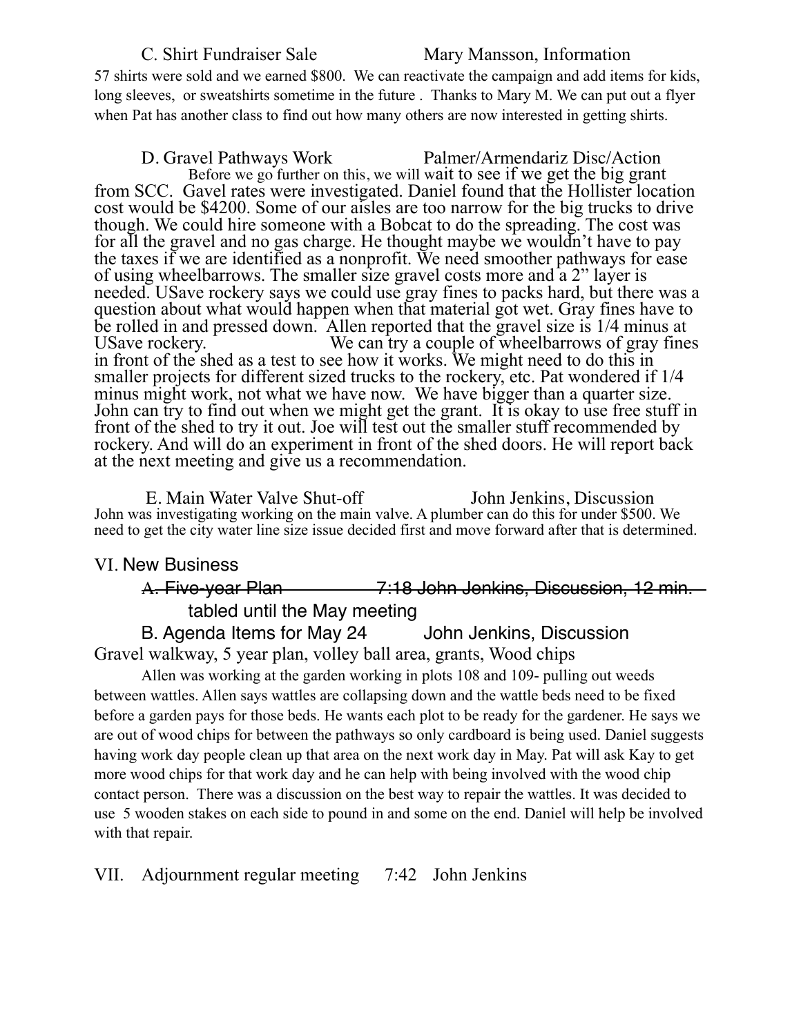C. Shirt Fundraiser Sale                    Mary Mansson, Information

57 shirts were sold and we earned $800. We can reactivate the campaign and add items for kids, long sleeves, or sweatshirts sometime in the future . Thanks to Mary M. We can put out a flyer when Pat has another class to find out how many others are now interested in getting shirts.

D. Gravel Pathways Work                    Palmer/Armendariz Disc/Action

Before we go further on this, we will wait to see if we get the big grant from SCC. Gavel rates were investigated. Daniel found that the Hollister location cost would be $4200. Some of our aisles are too narrow for the big trucks to drive though. We could hire someone with a Bobcat to do the spreading. The cost was for all the gravel and no gas charge. He thought maybe we wouldn't have to pay the taxes if we are identified as a nonprofit. We need smoother pathways for ease of using wheelbarrows. The smaller size gravel costs more and a 2" layer is needed. USave rockery says we could use gray fines to packs hard, but there was a question about what would happen when that material got wet. Gray fines have to be rolled in and pressed down. Allen reported that the gravel size is 1/4 minus at USave rockery. We can try a couple of wheelbarrows of gray fines in front of the shed as a test to see how it works. We might need to do this in smaller projects for different sized trucks to the rockery, etc. Pat wondered if 1/4 minus might work, not what we have now. We have bigger than a quarter size. John can try to find out when we might get the grant. It is okay to use free stuff in front of the shed to try it out. Joe will test out the smaller stuff recommended by rockery. And will do an experiment in front of the shed doors. He will report back at the next meeting and give us a recommendation.

E. Main Water Valve Shut-off                    John Jenkins, Discussion

John was investigating working on the main valve. A plumber can do this for under $500. We need to get the city water line size issue decided first and move forward after that is determined.

VI. New Business

~~A. Five-year Plan                    7:18 John Jenkins, Discussion, 12 min.~~

tabled until the May meeting

B. Agenda Items for May 24                    John Jenkins, Discussion

Gravel walkway, 5 year plan, volley ball area, grants, Wood chips

Allen was working at the garden working in plots 108 and 109- pulling out weeds between wattles. Allen says wattles are collapsing down and the wattle beds need to be fixed before a garden pays for those beds. He wants each plot to be ready for the gardener. He says we are out of wood chips for between the pathways so only cardboard is being used. Daniel suggests having work day people clean up that area on the next work day in May. Pat will ask Kay to get more wood chips for that work day and he can help with being involved with the wood chip contact person. There was a discussion on the best way to repair the wattles. It was decided to use 5 wooden stakes on each side to pound in and some on the end. Daniel will help be involved with that repair.

VII. Adjournment regular meeting     7:42     John Jenkins